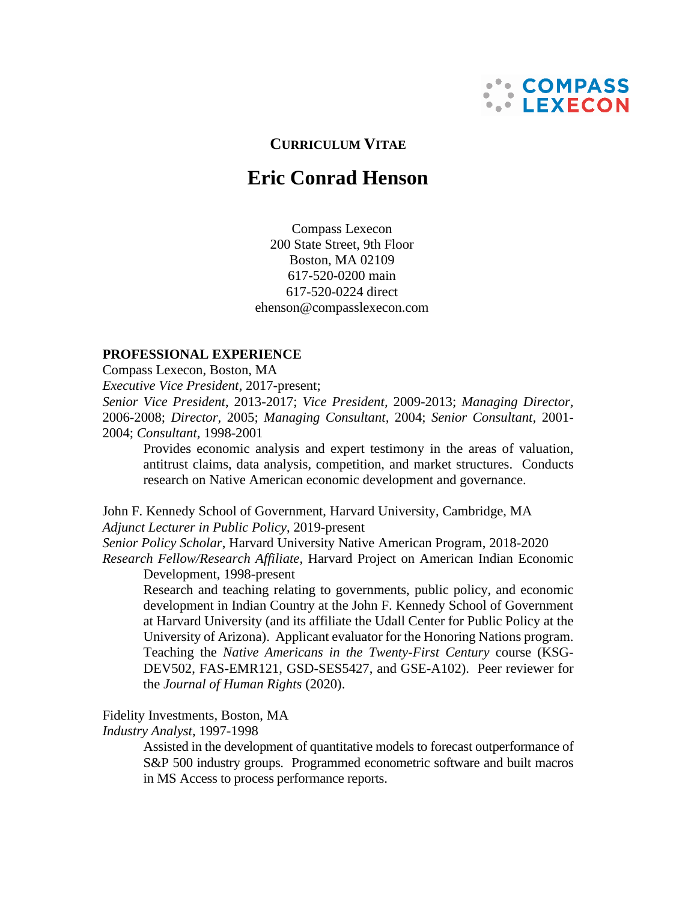**CURRICULUM VITAE**

# Eric Conrad Henson

Compass Lexecon
200 State Street, 9th Floor
Boston, MA 02109
617-520-0200 main
617-520-0224 direct
ehenson@compasslexecon.com

## PROFESSIONAL EXPERIENCE

Compass Lexecon, Boston, MA
*Executive Vice President*, 2017-present;
*Senior Vice President*, 2013-2017; *Vice President*, 2009-2013; *Managing Director*, 2006-2008; *Director*, 2005; *Managing Consultant*, 2004; *Senior Consultant*, 2001-2004; *Consultant*, 1998-2001

> Provides economic analysis and expert testimony in the areas of valuation, antitrust claims, data analysis, competition, and market structures. Conducts research on Native American economic development and governance.

John F. Kennedy School of Government, Harvard University, Cambridge, MA
*Adjunct Lecturer in Public Policy*, 2019-present
*Senior Policy Scholar*, Harvard University Native American Program, 2018-2020
*Research Fellow/Research Affiliate*, Harvard Project on American Indian Economic Development, 1998-present

> Research and teaching relating to governments, public policy, and economic development in Indian Country at the John F. Kennedy School of Government at Harvard University (and its affiliate the Udall Center for Public Policy at the University of Arizona). Applicant evaluator for the Honoring Nations program. Teaching the *Native Americans in the Twenty-First Century* course (KSG-DEV502, FAS-EMR121, GSD-SES5427, and GSE-A102). Peer reviewer for the *Journal of Human Rights* (2020).

Fidelity Investments, Boston, MA
*Industry Analyst*, 1997-1998

> Assisted in the development of quantitative models to forecast outperformance of S&P 500 industry groups. Programmed econometric software and built macros in MS Access to process performance reports.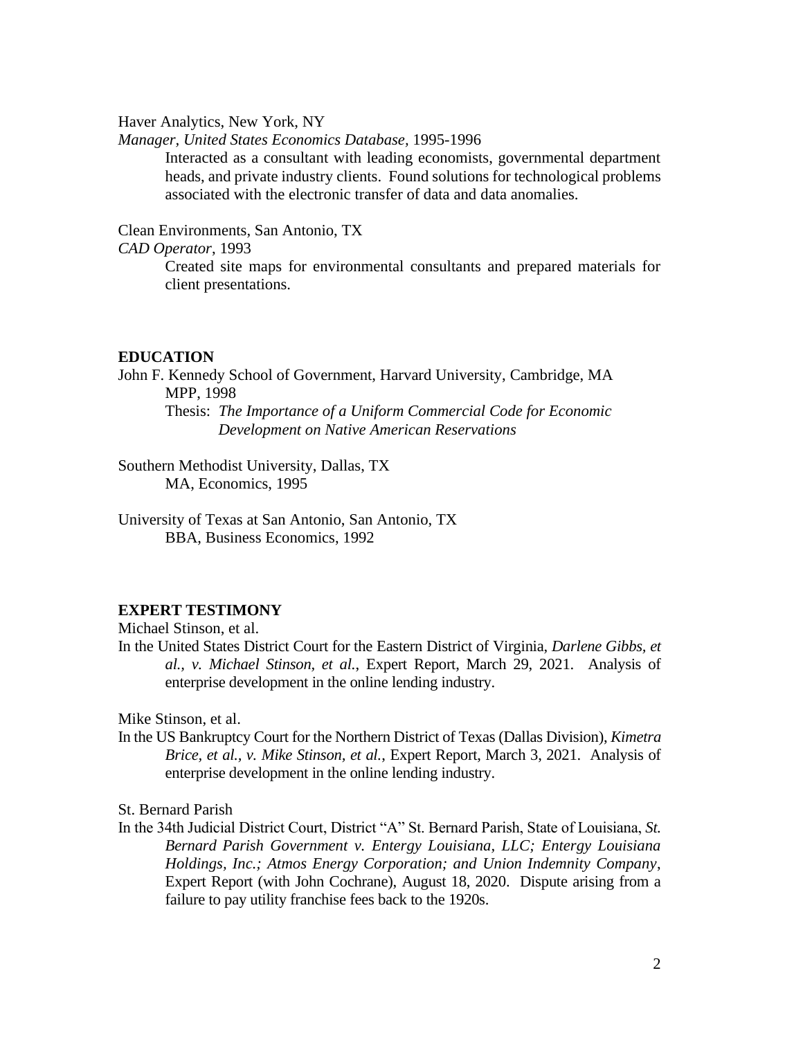Haver Analytics, New York, NY

*Manager, United States Economics Database*, 1995-1996

Interacted as a consultant with leading economists, governmental department heads, and private industry clients. Found solutions for technological problems associated with the electronic transfer of data and data anomalies.

Clean Environments, San Antonio, TX

*CAD Operator*, 1993

Created site maps for environmental consultants and prepared materials for client presentations.

## EDUCATION

John F. Kennedy School of Government, Harvard University, Cambridge, MA

MPP, 1998

Thesis: *The Importance of a Uniform Commercial Code for Economic Development on Native American Reservations*

Southern Methodist University, Dallas, TX

MA, Economics, 1995

University of Texas at San Antonio, San Antonio, TX

BBA, Business Economics, 1992

## EXPERT TESTIMONY

Michael Stinson, et al.

In the United States District Court for the Eastern District of Virginia, *Darlene Gibbs, et al., v. Michael Stinson, et al.*, Expert Report, March 29, 2021. Analysis of enterprise development in the online lending industry.

Mike Stinson, et al.

In the US Bankruptcy Court for the Northern District of Texas (Dallas Division), *Kimetra Brice, et al., v. Mike Stinson, et al.*, Expert Report, March 3, 2021. Analysis of enterprise development in the online lending industry.

St. Bernard Parish

In the 34th Judicial District Court, District "A" St. Bernard Parish, State of Louisiana, *St. Bernard Parish Government v. Entergy Louisiana, LLC; Entergy Louisiana Holdings, Inc.; Atmos Energy Corporation; and Union Indemnity Company*, Expert Report (with John Cochrane), August 18, 2020. Dispute arising from a failure to pay utility franchise fees back to the 1920s.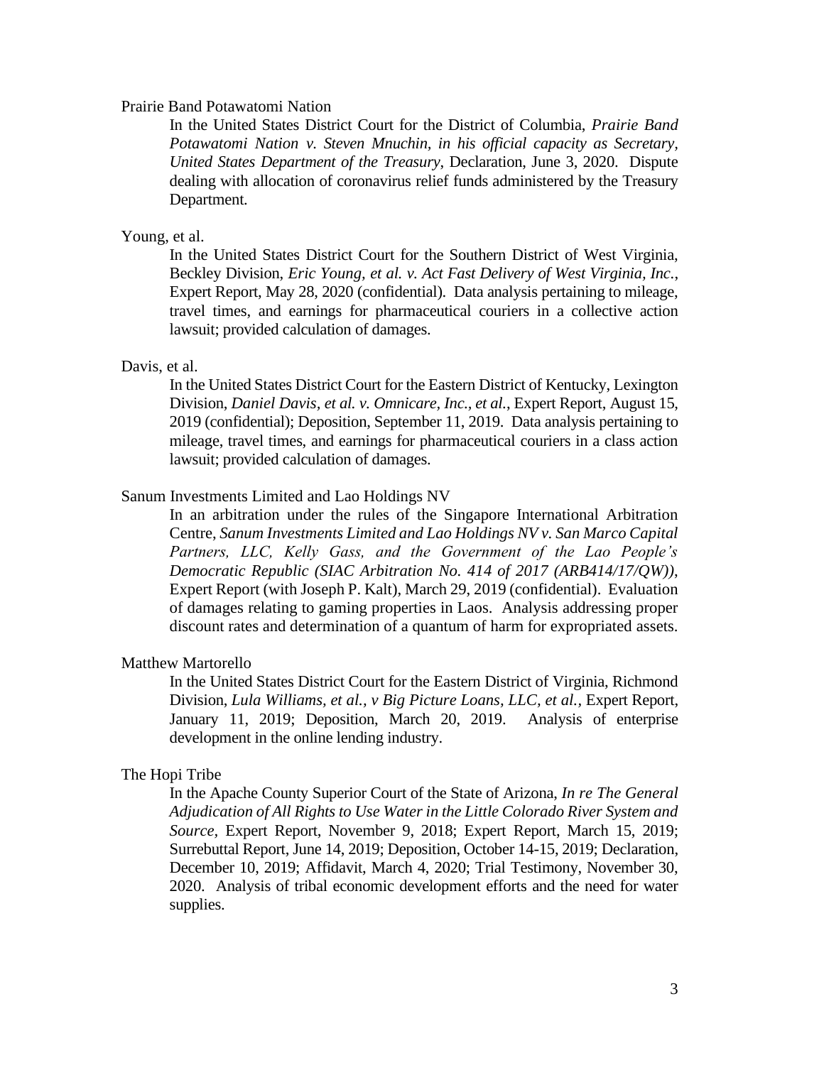Prairie Band Potawatomi Nation

In the United States District Court for the District of Columbia, *Prairie Band Potawatomi Nation v. Steven Mnuchin, in his official capacity as Secretary, United States Department of the Treasury*, Declaration, June 3, 2020. Dispute dealing with allocation of coronavirus relief funds administered by the Treasury Department.

Young, et al.

In the United States District Court for the Southern District of West Virginia, Beckley Division, *Eric Young, et al. v. Act Fast Delivery of West Virginia, Inc.*, Expert Report, May 28, 2020 (confidential). Data analysis pertaining to mileage, travel times, and earnings for pharmaceutical couriers in a collective action lawsuit; provided calculation of damages.

Davis, et al.

In the United States District Court for the Eastern District of Kentucky, Lexington Division, *Daniel Davis, et al. v. Omnicare, Inc., et al.*, Expert Report, August 15, 2019 (confidential); Deposition, September 11, 2019. Data analysis pertaining to mileage, travel times, and earnings for pharmaceutical couriers in a class action lawsuit; provided calculation of damages.

Sanum Investments Limited and Lao Holdings NV

In an arbitration under the rules of the Singapore International Arbitration Centre, *Sanum Investments Limited and Lao Holdings NV v. San Marco Capital Partners, LLC, Kelly Gass, and the Government of the Lao People's Democratic Republic (SIAC Arbitration No. 414 of 2017 (ARB414/17/QW))*, Expert Report (with Joseph P. Kalt), March 29, 2019 (confidential). Evaluation of damages relating to gaming properties in Laos. Analysis addressing proper discount rates and determination of a quantum of harm for expropriated assets.

Matthew Martorello

In the United States District Court for the Eastern District of Virginia, Richmond Division, *Lula Williams, et al., v Big Picture Loans, LLC, et al.*, Expert Report, January 11, 2019; Deposition, March 20, 2019. Analysis of enterprise development in the online lending industry.

The Hopi Tribe

In the Apache County Superior Court of the State of Arizona, *In re The General Adjudication of All Rights to Use Water in the Little Colorado River System and Source*, Expert Report, November 9, 2018; Expert Report, March 15, 2019; Surrebuttal Report, June 14, 2019; Deposition, October 14-15, 2019; Declaration, December 10, 2019; Affidavit, March 4, 2020; Trial Testimony, November 30, 2020. Analysis of tribal economic development efforts and the need for water supplies.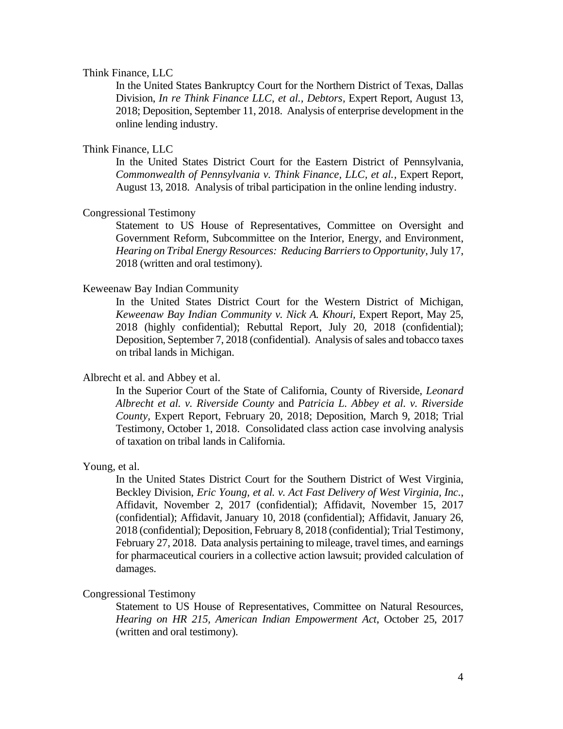Think Finance, LLC

In the United States Bankruptcy Court for the Northern District of Texas, Dallas Division, *In re Think Finance LLC, et al., Debtors*, Expert Report, August 13, 2018; Deposition, September 11, 2018. Analysis of enterprise development in the online lending industry.

Think Finance, LLC

In the United States District Court for the Eastern District of Pennsylvania, *Commonwealth of Pennsylvania v. Think Finance, LLC, et al.*, Expert Report, August 13, 2018. Analysis of tribal participation in the online lending industry.

Congressional Testimony

Statement to US House of Representatives, Committee on Oversight and Government Reform, Subcommittee on the Interior, Energy, and Environment, *Hearing on Tribal Energy Resources: Reducing Barriers to Opportunity*, July 17, 2018 (written and oral testimony).

Keweenaw Bay Indian Community

In the United States District Court for the Western District of Michigan, *Keweenaw Bay Indian Community v. Nick A. Khouri*, Expert Report, May 25, 2018 (highly confidential); Rebuttal Report, July 20, 2018 (confidential); Deposition, September 7, 2018 (confidential). Analysis of sales and tobacco taxes on tribal lands in Michigan.

Albrecht et al. and Abbey et al.

In the Superior Court of the State of California, County of Riverside, *Leonard Albrecht et al. v. Riverside County* and *Patricia L. Abbey et al. v. Riverside County*, Expert Report, February 20, 2018; Deposition, March 9, 2018; Trial Testimony, October 1, 2018. Consolidated class action case involving analysis of taxation on tribal lands in California.

Young, et al.

In the United States District Court for the Southern District of West Virginia, Beckley Division, *Eric Young, et al. v. Act Fast Delivery of West Virginia, Inc.*, Affidavit, November 2, 2017 (confidential); Affidavit, November 15, 2017 (confidential); Affidavit, January 10, 2018 (confidential); Affidavit, January 26, 2018 (confidential); Deposition, February 8, 2018 (confidential); Trial Testimony, February 27, 2018. Data analysis pertaining to mileage, travel times, and earnings for pharmaceutical couriers in a collective action lawsuit; provided calculation of damages.

Congressional Testimony

Statement to US House of Representatives, Committee on Natural Resources, *Hearing on HR 215, American Indian Empowerment Act*, October 25, 2017 (written and oral testimony).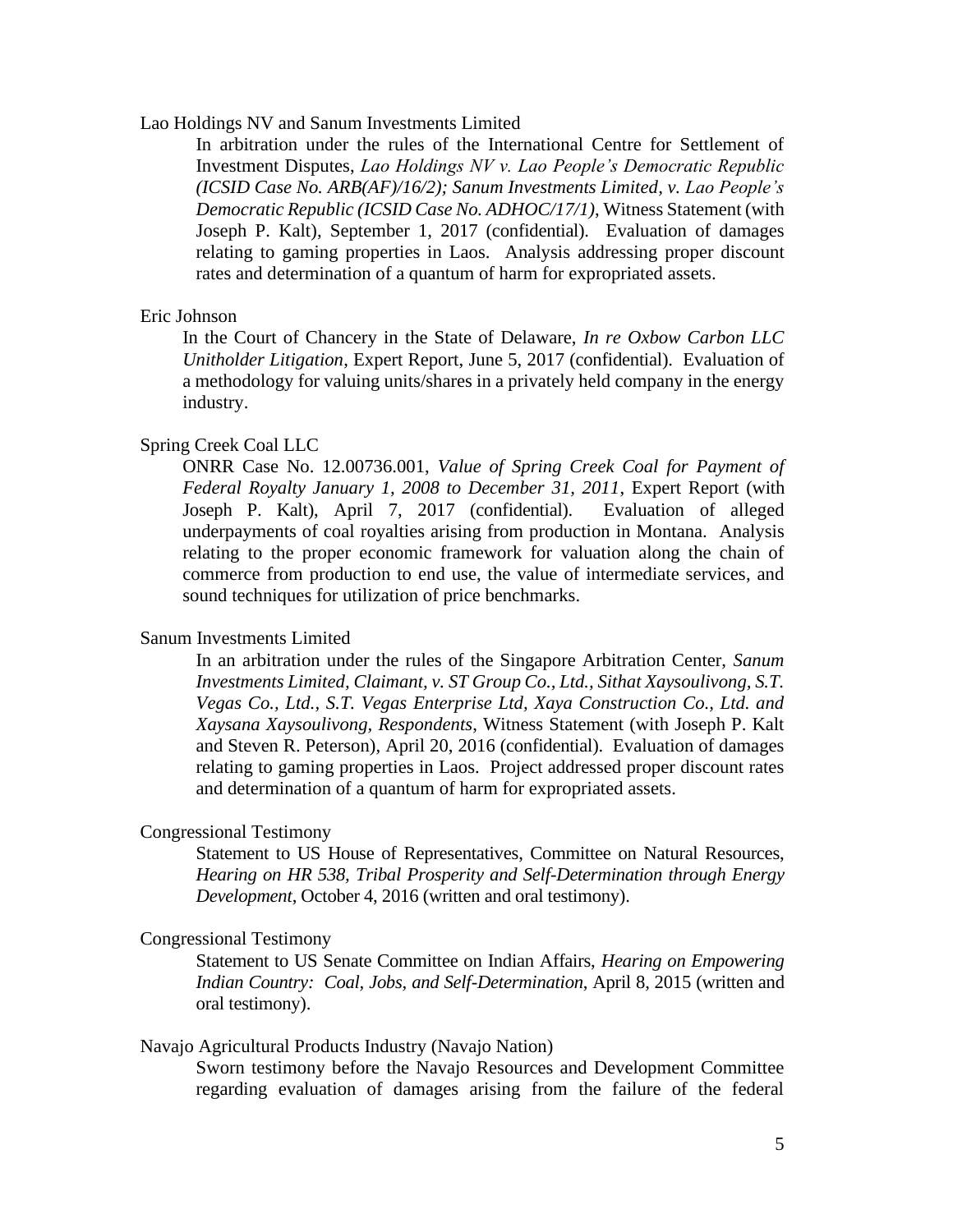Lao Holdings NV and Sanum Investments Limited

> In arbitration under the rules of the International Centre for Settlement of Investment Disputes, *Lao Holdings NV v. Lao People's Democratic Republic (ICSID Case No. ARB(AF)/16/2); Sanum Investments Limited, v. Lao People's Democratic Republic (ICSID Case No. ADHOC/17/1)*, Witness Statement (with Joseph P. Kalt), September 1, 2017 (confidential). Evaluation of damages relating to gaming properties in Laos. Analysis addressing proper discount rates and determination of a quantum of harm for expropriated assets.

Eric Johnson

> In the Court of Chancery in the State of Delaware, *In re Oxbow Carbon LLC Unitholder Litigation*, Expert Report, June 5, 2017 (confidential). Evaluation of a methodology for valuing units/shares in a privately held company in the energy industry.

Spring Creek Coal LLC

> ONRR Case No. 12.00736.001, *Value of Spring Creek Coal for Payment of Federal Royalty January 1, 2008 to December 31, 2011*, Expert Report (with Joseph P. Kalt), April 7, 2017 (confidential). Evaluation of alleged underpayments of coal royalties arising from production in Montana. Analysis relating to the proper economic framework for valuation along the chain of commerce from production to end use, the value of intermediate services, and sound techniques for utilization of price benchmarks.

Sanum Investments Limited

> In an arbitration under the rules of the Singapore Arbitration Center, *Sanum Investments Limited, Claimant, v. ST Group Co., Ltd., Sithat Xaysoulivong, S.T. Vegas Co., Ltd., S.T. Vegas Enterprise Ltd, Xaya Construction Co., Ltd. and Xaysana Xaysoulivong, Respondents*, Witness Statement (with Joseph P. Kalt and Steven R. Peterson), April 20, 2016 (confidential). Evaluation of damages relating to gaming properties in Laos. Project addressed proper discount rates and determination of a quantum of harm for expropriated assets.

Congressional Testimony

> Statement to US House of Representatives, Committee on Natural Resources, *Hearing on HR 538, Tribal Prosperity and Self-Determination through Energy Development*, October 4, 2016 (written and oral testimony).

Congressional Testimony

> Statement to US Senate Committee on Indian Affairs, *Hearing on Empowering Indian Country: Coal, Jobs, and Self-Determination*, April 8, 2015 (written and oral testimony).

Navajo Agricultural Products Industry (Navajo Nation)

> Sworn testimony before the Navajo Resources and Development Committee regarding evaluation of damages arising from the failure of the federal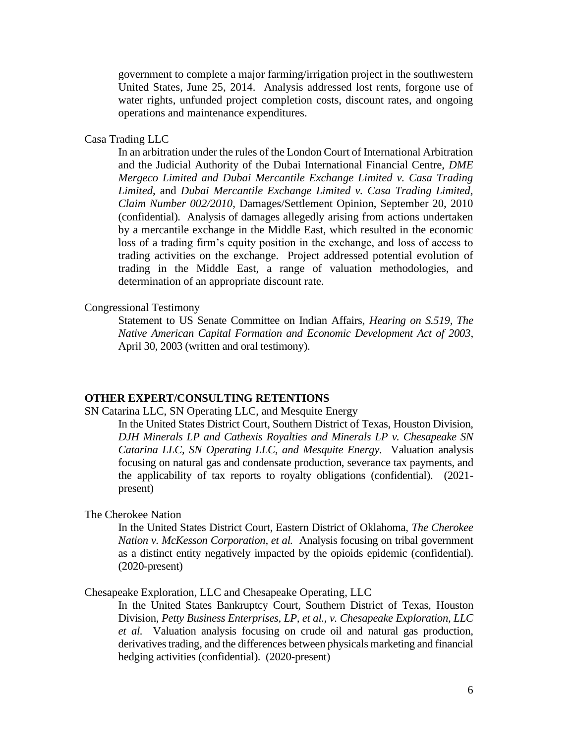government to complete a major farming/irrigation project in the southwestern United States, June 25, 2014. Analysis addressed lost rents, forgone use of water rights, unfunded project completion costs, discount rates, and ongoing operations and maintenance expenditures.

Casa Trading LLC

In an arbitration under the rules of the London Court of International Arbitration and the Judicial Authority of the Dubai International Financial Centre, *DME Mergeco Limited and Dubai Mercantile Exchange Limited v. Casa Trading Limited*, and *Dubai Mercantile Exchange Limited v. Casa Trading Limited, Claim Number 002/2010*, Damages/Settlement Opinion, September 20, 2010 (confidential). Analysis of damages allegedly arising from actions undertaken by a mercantile exchange in the Middle East, which resulted in the economic loss of a trading firm's equity position in the exchange, and loss of access to trading activities on the exchange. Project addressed potential evolution of trading in the Middle East, a range of valuation methodologies, and determination of an appropriate discount rate.

Congressional Testimony

Statement to US Senate Committee on Indian Affairs, *Hearing on S.519, The Native American Capital Formation and Economic Development Act of 2003*, April 30, 2003 (written and oral testimony).

## OTHER EXPERT/CONSULTING RETENTIONS

SN Catarina LLC, SN Operating LLC, and Mesquite Energy

In the United States District Court, Southern District of Texas, Houston Division, *DJH Minerals LP and Cathexis Royalties and Minerals LP v. Chesapeake SN Catarina LLC, SN Operating LLC, and Mesquite Energy*. Valuation analysis focusing on natural gas and condensate production, severance tax payments, and the applicability of tax reports to royalty obligations (confidential). (2021-present)

The Cherokee Nation

In the United States District Court, Eastern District of Oklahoma, *The Cherokee Nation v. McKesson Corporation, et al.* Analysis focusing on tribal government as a distinct entity negatively impacted by the opioids epidemic (confidential). (2020-present)

Chesapeake Exploration, LLC and Chesapeake Operating, LLC

In the United States Bankruptcy Court, Southern District of Texas, Houston Division, *Petty Business Enterprises, LP, et al., v. Chesapeake Exploration, LLC et al.* Valuation analysis focusing on crude oil and natural gas production, derivatives trading, and the differences between physicals marketing and financial hedging activities (confidential). (2020-present)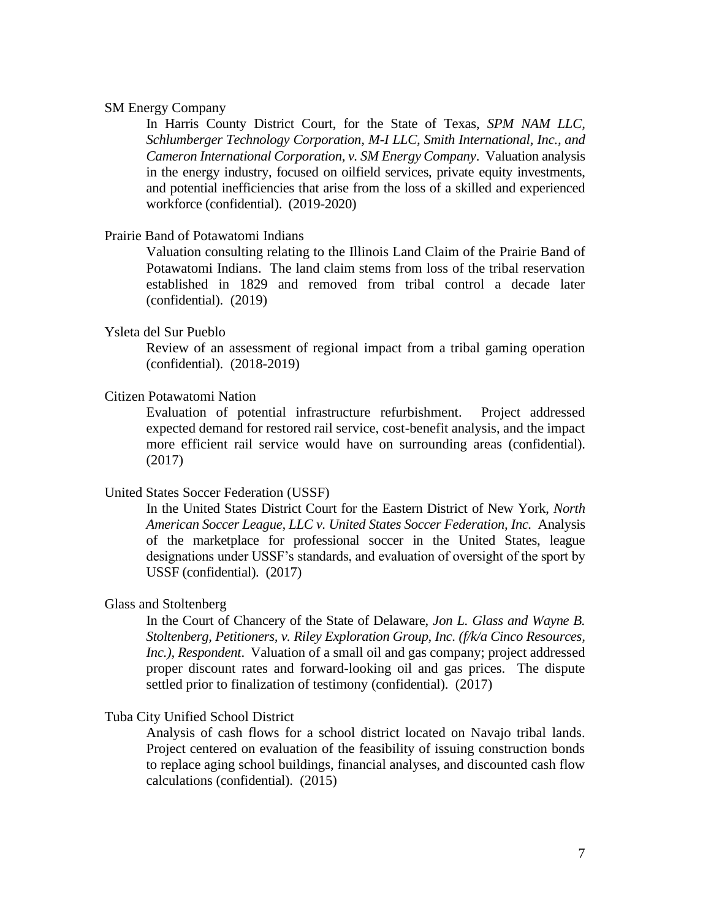SM Energy Company

In Harris County District Court, for the State of Texas, *SPM NAM LLC, Schlumberger Technology Corporation, M-I LLC, Smith International, Inc., and Cameron International Corporation, v. SM Energy Company*. Valuation analysis in the energy industry, focused on oilfield services, private equity investments, and potential inefficiencies that arise from the loss of a skilled and experienced workforce (confidential). (2019-2020)

Prairie Band of Potawatomi Indians

Valuation consulting relating to the Illinois Land Claim of the Prairie Band of Potawatomi Indians. The land claim stems from loss of the tribal reservation established in 1829 and removed from tribal control a decade later (confidential). (2019)

Ysleta del Sur Pueblo

Review of an assessment of regional impact from a tribal gaming operation (confidential). (2018-2019)

Citizen Potawatomi Nation

Evaluation of potential infrastructure refurbishment. Project addressed expected demand for restored rail service, cost-benefit analysis, and the impact more efficient rail service would have on surrounding areas (confidential). (2017)

United States Soccer Federation (USSF)

In the United States District Court for the Eastern District of New York, *North American Soccer League, LLC v. United States Soccer Federation, Inc.* Analysis of the marketplace for professional soccer in the United States, league designations under USSF's standards, and evaluation of oversight of the sport by USSF (confidential). (2017)

Glass and Stoltenberg

In the Court of Chancery of the State of Delaware, *Jon L. Glass and Wayne B. Stoltenberg, Petitioners, v. Riley Exploration Group, Inc. (f/k/a Cinco Resources, Inc.), Respondent*. Valuation of a small oil and gas company; project addressed proper discount rates and forward-looking oil and gas prices. The dispute settled prior to finalization of testimony (confidential). (2017)

Tuba City Unified School District

Analysis of cash flows for a school district located on Navajo tribal lands. Project centered on evaluation of the feasibility of issuing construction bonds to replace aging school buildings, financial analyses, and discounted cash flow calculations (confidential). (2015)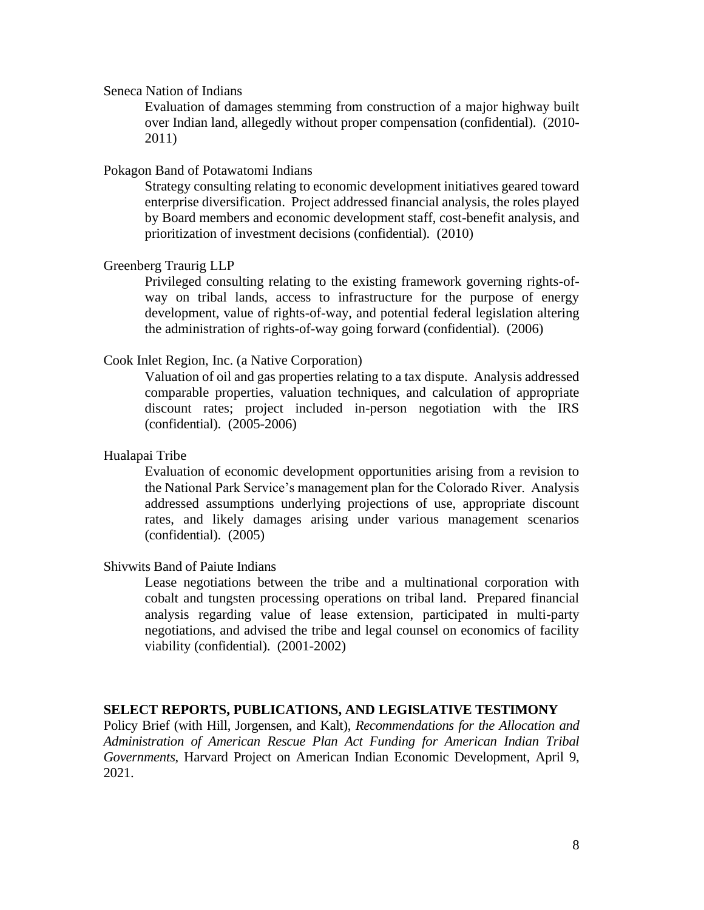Seneca Nation of Indians

Evaluation of damages stemming from construction of a major highway built over Indian land, allegedly without proper compensation (confidential). (2010-2011)

Pokagon Band of Potawatomi Indians

Strategy consulting relating to economic development initiatives geared toward enterprise diversification. Project addressed financial analysis, the roles played by Board members and economic development staff, cost-benefit analysis, and prioritization of investment decisions (confidential). (2010)

Greenberg Traurig LLP

Privileged consulting relating to the existing framework governing rights-of-way on tribal lands, access to infrastructure for the purpose of energy development, value of rights-of-way, and potential federal legislation altering the administration of rights-of-way going forward (confidential). (2006)

Cook Inlet Region, Inc. (a Native Corporation)

Valuation of oil and gas properties relating to a tax dispute. Analysis addressed comparable properties, valuation techniques, and calculation of appropriate discount rates; project included in-person negotiation with the IRS (confidential). (2005-2006)

Hualapai Tribe

Evaluation of economic development opportunities arising from a revision to the National Park Service's management plan for the Colorado River. Analysis addressed assumptions underlying projections of use, appropriate discount rates, and likely damages arising under various management scenarios (confidential). (2005)

Shivwits Band of Paiute Indians

Lease negotiations between the tribe and a multinational corporation with cobalt and tungsten processing operations on tribal land. Prepared financial analysis regarding value of lease extension, participated in multi-party negotiations, and advised the tribe and legal counsel on economics of facility viability (confidential). (2001-2002)

## SELECT REPORTS, PUBLICATIONS, AND LEGISLATIVE TESTIMONY

Policy Brief (with Hill, Jorgensen, and Kalt), *Recommendations for the Allocation and Administration of American Rescue Plan Act Funding for American Indian Tribal Governments*, Harvard Project on American Indian Economic Development, April 9, 2021.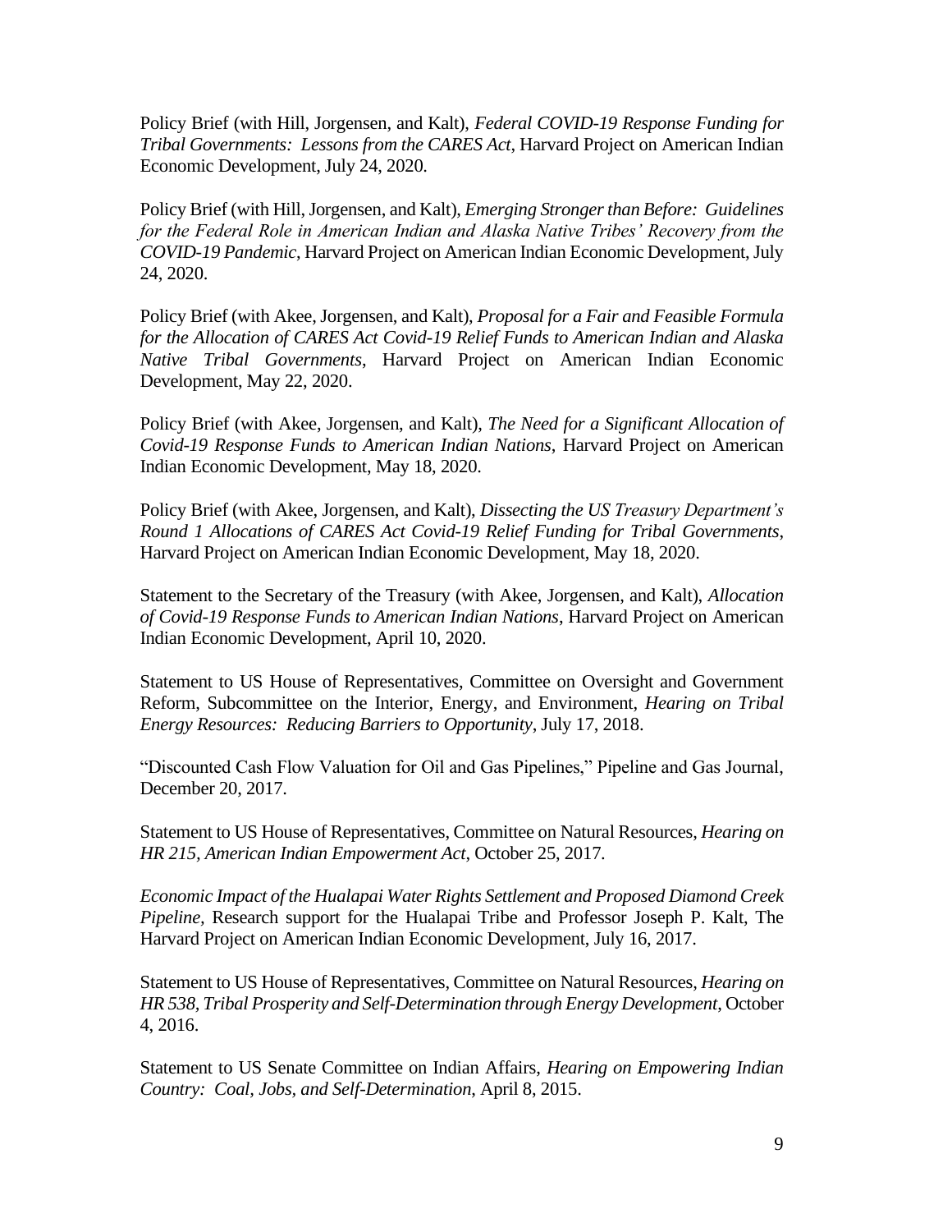Policy Brief (with Hill, Jorgensen, and Kalt), *Federal COVID-19 Response Funding for Tribal Governments: Lessons from the CARES Act*, Harvard Project on American Indian Economic Development, July 24, 2020.

Policy Brief (with Hill, Jorgensen, and Kalt), *Emerging Stronger than Before: Guidelines for the Federal Role in American Indian and Alaska Native Tribes' Recovery from the COVID-19 Pandemic*, Harvard Project on American Indian Economic Development, July 24, 2020.

Policy Brief (with Akee, Jorgensen, and Kalt), *Proposal for a Fair and Feasible Formula for the Allocation of CARES Act Covid-19 Relief Funds to American Indian and Alaska Native Tribal Governments*, Harvard Project on American Indian Economic Development, May 22, 2020.

Policy Brief (with Akee, Jorgensen, and Kalt), *The Need for a Significant Allocation of Covid-19 Response Funds to American Indian Nations*, Harvard Project on American Indian Economic Development, May 18, 2020.

Policy Brief (with Akee, Jorgensen, and Kalt), *Dissecting the US Treasury Department's Round 1 Allocations of CARES Act Covid-19 Relief Funding for Tribal Governments*, Harvard Project on American Indian Economic Development, May 18, 2020.

Statement to the Secretary of the Treasury (with Akee, Jorgensen, and Kalt), *Allocation of Covid-19 Response Funds to American Indian Nations*, Harvard Project on American Indian Economic Development, April 10, 2020.

Statement to US House of Representatives, Committee on Oversight and Government Reform, Subcommittee on the Interior, Energy, and Environment, *Hearing on Tribal Energy Resources: Reducing Barriers to Opportunity*, July 17, 2018.

"Discounted Cash Flow Valuation for Oil and Gas Pipelines," Pipeline and Gas Journal, December 20, 2017.

Statement to US House of Representatives, Committee on Natural Resources, *Hearing on HR 215, American Indian Empowerment Act*, October 25, 2017.

*Economic Impact of the Hualapai Water Rights Settlement and Proposed Diamond Creek Pipeline,* Research support for the Hualapai Tribe and Professor Joseph P. Kalt, The Harvard Project on American Indian Economic Development, July 16, 2017.

Statement to US House of Representatives, Committee on Natural Resources, *Hearing on HR 538, Tribal Prosperity and Self-Determination through Energy Development*, October 4, 2016.

Statement to US Senate Committee on Indian Affairs, *Hearing on Empowering Indian Country: Coal, Jobs, and Self-Determination*, April 8, 2015.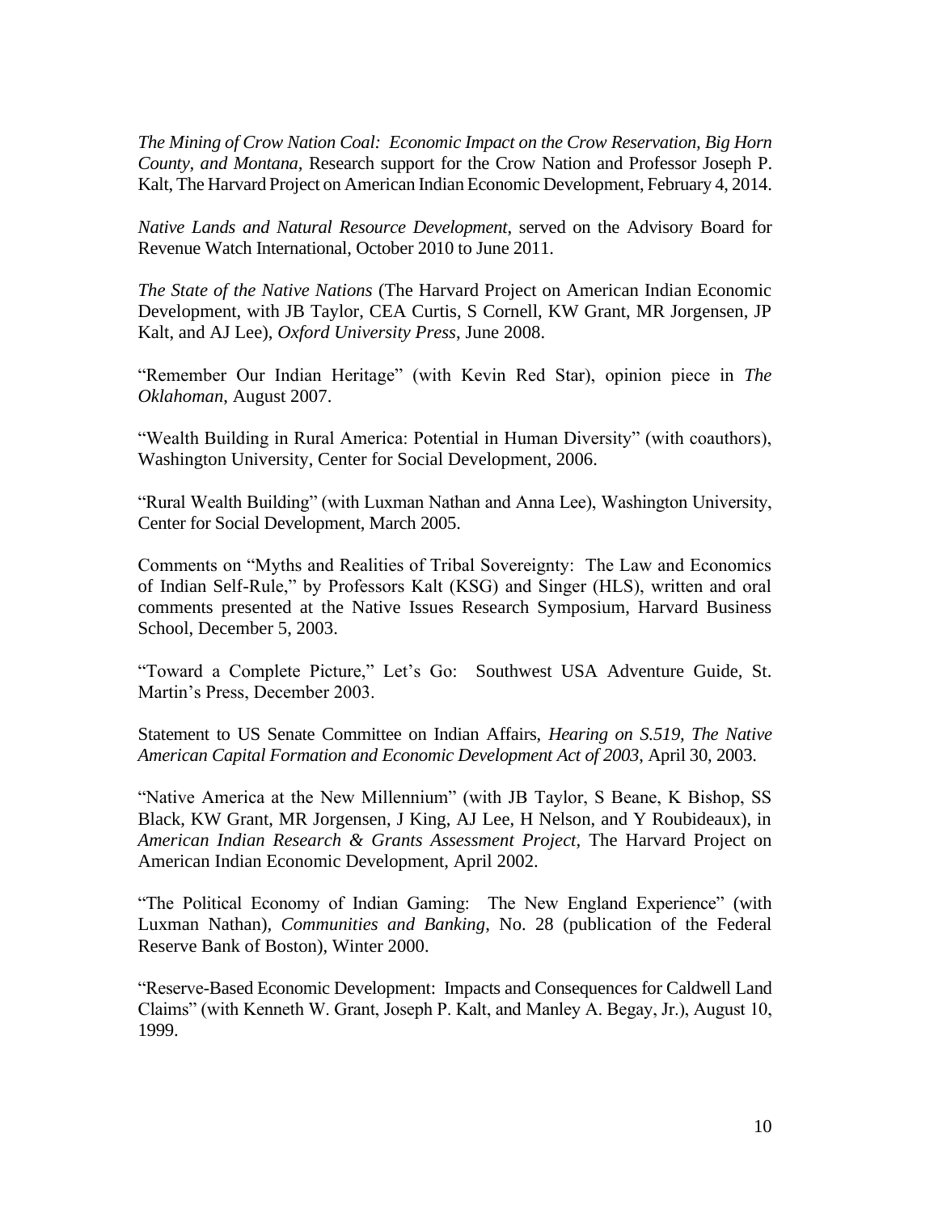*The Mining of Crow Nation Coal: Economic Impact on the Crow Reservation, Big Horn County, and Montana*, Research support for the Crow Nation and Professor Joseph P. Kalt, The Harvard Project on American Indian Economic Development, February 4, 2014.

*Native Lands and Natural Resource Development*, served on the Advisory Board for Revenue Watch International, October 2010 to June 2011.

*The State of the Native Nations* (The Harvard Project on American Indian Economic Development, with JB Taylor, CEA Curtis, S Cornell, KW Grant, MR Jorgensen, JP Kalt, and AJ Lee), *Oxford University Press*, June 2008.

"Remember Our Indian Heritage" (with Kevin Red Star), opinion piece in *The Oklahoman*, August 2007.

"Wealth Building in Rural America: Potential in Human Diversity" (with coauthors), Washington University, Center for Social Development, 2006.

"Rural Wealth Building" (with Luxman Nathan and Anna Lee), Washington University, Center for Social Development, March 2005.

Comments on "Myths and Realities of Tribal Sovereignty: The Law and Economics of Indian Self-Rule," by Professors Kalt (KSG) and Singer (HLS), written and oral comments presented at the Native Issues Research Symposium, Harvard Business School, December 5, 2003.

"Toward a Complete Picture," Let's Go: Southwest USA Adventure Guide, St. Martin's Press, December 2003.

Statement to US Senate Committee on Indian Affairs, *Hearing on S.519, The Native American Capital Formation and Economic Development Act of 2003*, April 30, 2003.

"Native America at the New Millennium" (with JB Taylor, S Beane, K Bishop, SS Black, KW Grant, MR Jorgensen, J King, AJ Lee, H Nelson, and Y Roubideaux), in *American Indian Research & Grants Assessment Project*, The Harvard Project on American Indian Economic Development, April 2002.

"The Political Economy of Indian Gaming: The New England Experience" (with Luxman Nathan), *Communities and Banking*, No. 28 (publication of the Federal Reserve Bank of Boston), Winter 2000.

"Reserve-Based Economic Development: Impacts and Consequences for Caldwell Land Claims" (with Kenneth W. Grant, Joseph P. Kalt, and Manley A. Begay, Jr.), August 10, 1999.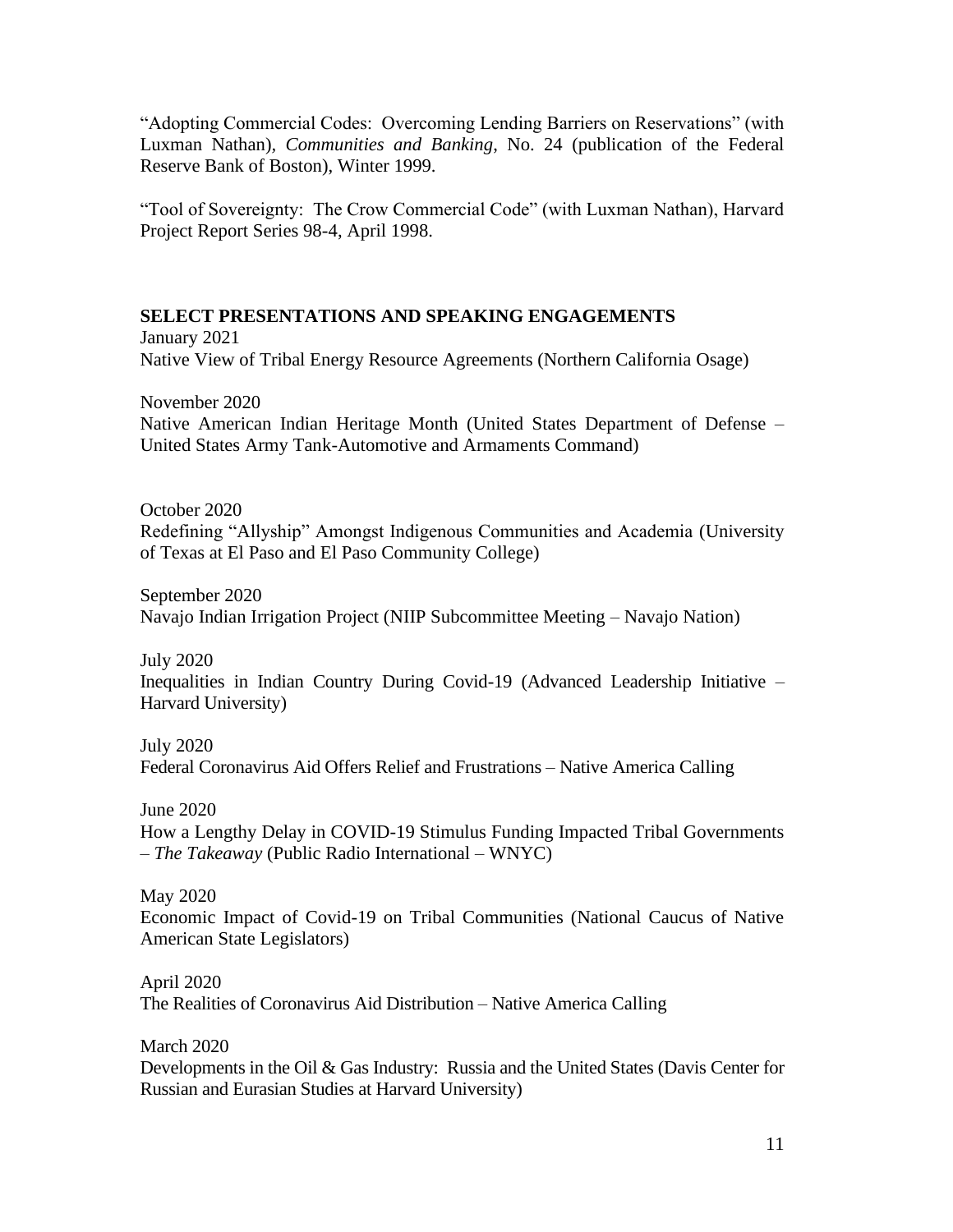"Adopting Commercial Codes: Overcoming Lending Barriers on Reservations" (with Luxman Nathan), *Communities and Banking*, No. 24 (publication of the Federal Reserve Bank of Boston), Winter 1999.

"Tool of Sovereignty: The Crow Commercial Code" (with Luxman Nathan), Harvard Project Report Series 98-4, April 1998.

**SELECT PRESENTATIONS AND SPEAKING ENGAGEMENTS**

January 2021
Native View of Tribal Energy Resource Agreements (Northern California Osage)

November 2020
Native American Indian Heritage Month (United States Department of Defense – United States Army Tank-Automotive and Armaments Command)

October 2020
Redefining "Allyship" Amongst Indigenous Communities and Academia (University of Texas at El Paso and El Paso Community College)

September 2020
Navajo Indian Irrigation Project (NIIP Subcommittee Meeting – Navajo Nation)

July 2020
Inequalities in Indian Country During Covid-19 (Advanced Leadership Initiative – Harvard University)

July 2020
Federal Coronavirus Aid Offers Relief and Frustrations – Native America Calling

June 2020
How a Lengthy Delay in COVID-19 Stimulus Funding Impacted Tribal Governments – *The Takeaway* (Public Radio International – WNYC)

May 2020
Economic Impact of Covid-19 on Tribal Communities (National Caucus of Native American State Legislators)

April 2020
The Realities of Coronavirus Aid Distribution – Native America Calling

March 2020
Developments in the Oil & Gas Industry: Russia and the United States (Davis Center for Russian and Eurasian Studies at Harvard University)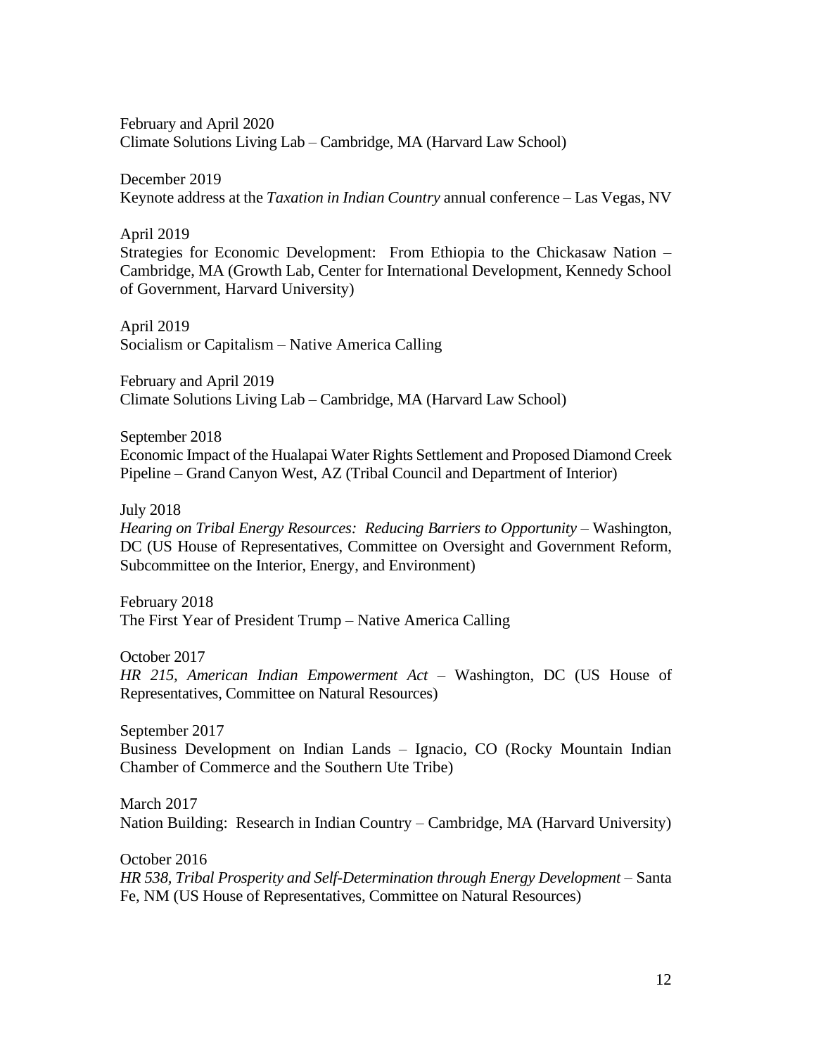February and April 2020
Climate Solutions Living Lab – Cambridge, MA (Harvard Law School)

December 2019
Keynote address at the *Taxation in Indian Country* annual conference – Las Vegas, NV

April 2019
Strategies for Economic Development: From Ethiopia to the Chickasaw Nation – Cambridge, MA (Growth Lab, Center for International Development, Kennedy School of Government, Harvard University)

April 2019
Socialism or Capitalism – Native America Calling

February and April 2019
Climate Solutions Living Lab – Cambridge, MA (Harvard Law School)

September 2018
Economic Impact of the Hualapai Water Rights Settlement and Proposed Diamond Creek Pipeline – Grand Canyon West, AZ (Tribal Council and Department of Interior)

July 2018
*Hearing on Tribal Energy Resources: Reducing Barriers to Opportunity* – Washington, DC (US House of Representatives, Committee on Oversight and Government Reform, Subcommittee on the Interior, Energy, and Environment)

February 2018
The First Year of President Trump – Native America Calling

October 2017
*HR 215, American Indian Empowerment Act* – Washington, DC (US House of Representatives, Committee on Natural Resources)

September 2017
Business Development on Indian Lands – Ignacio, CO (Rocky Mountain Indian Chamber of Commerce and the Southern Ute Tribe)

March 2017
Nation Building: Research in Indian Country – Cambridge, MA (Harvard University)

October 2016
*HR 538, Tribal Prosperity and Self-Determination through Energy Development* – Santa Fe, NM (US House of Representatives, Committee on Natural Resources)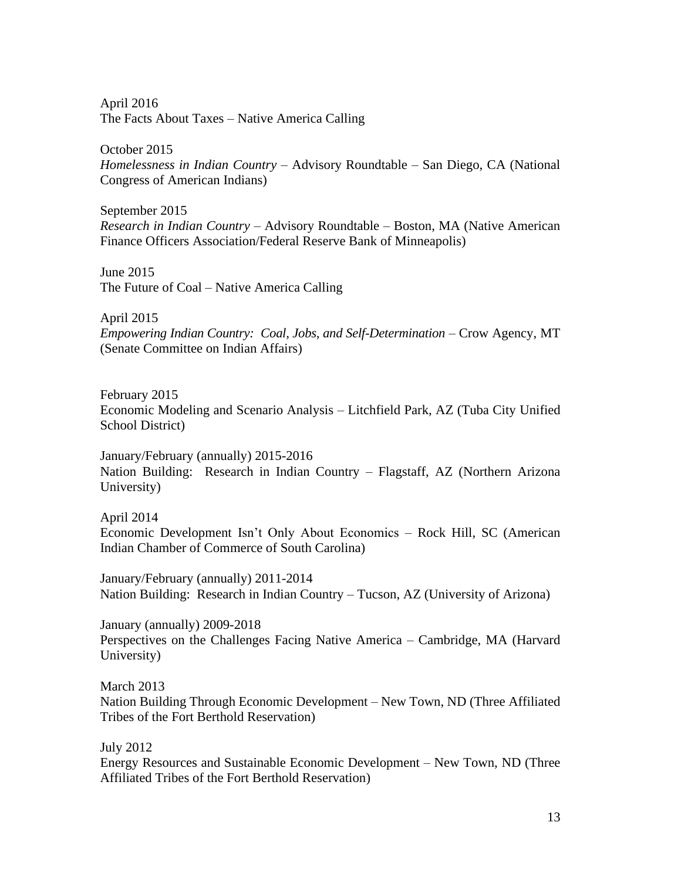April 2016
The Facts About Taxes – Native America Calling

October 2015
*Homelessness in Indian Country* – Advisory Roundtable – San Diego, CA (National Congress of American Indians)

September 2015
*Research in Indian Country* – Advisory Roundtable – Boston, MA (Native American Finance Officers Association/Federal Reserve Bank of Minneapolis)

June 2015
The Future of Coal – Native America Calling

April 2015
*Empowering Indian Country: Coal, Jobs, and Self-Determination* – Crow Agency, MT (Senate Committee on Indian Affairs)

February 2015
Economic Modeling and Scenario Analysis – Litchfield Park, AZ (Tuba City Unified School District)

January/February (annually) 2015-2016
Nation Building: Research in Indian Country – Flagstaff, AZ (Northern Arizona University)

April 2014
Economic Development Isn't Only About Economics – Rock Hill, SC (American Indian Chamber of Commerce of South Carolina)

January/February (annually) 2011-2014
Nation Building: Research in Indian Country – Tucson, AZ (University of Arizona)

January (annually) 2009-2018
Perspectives on the Challenges Facing Native America – Cambridge, MA (Harvard University)

March 2013
Nation Building Through Economic Development – New Town, ND (Three Affiliated Tribes of the Fort Berthold Reservation)

July 2012
Energy Resources and Sustainable Economic Development – New Town, ND (Three Affiliated Tribes of the Fort Berthold Reservation)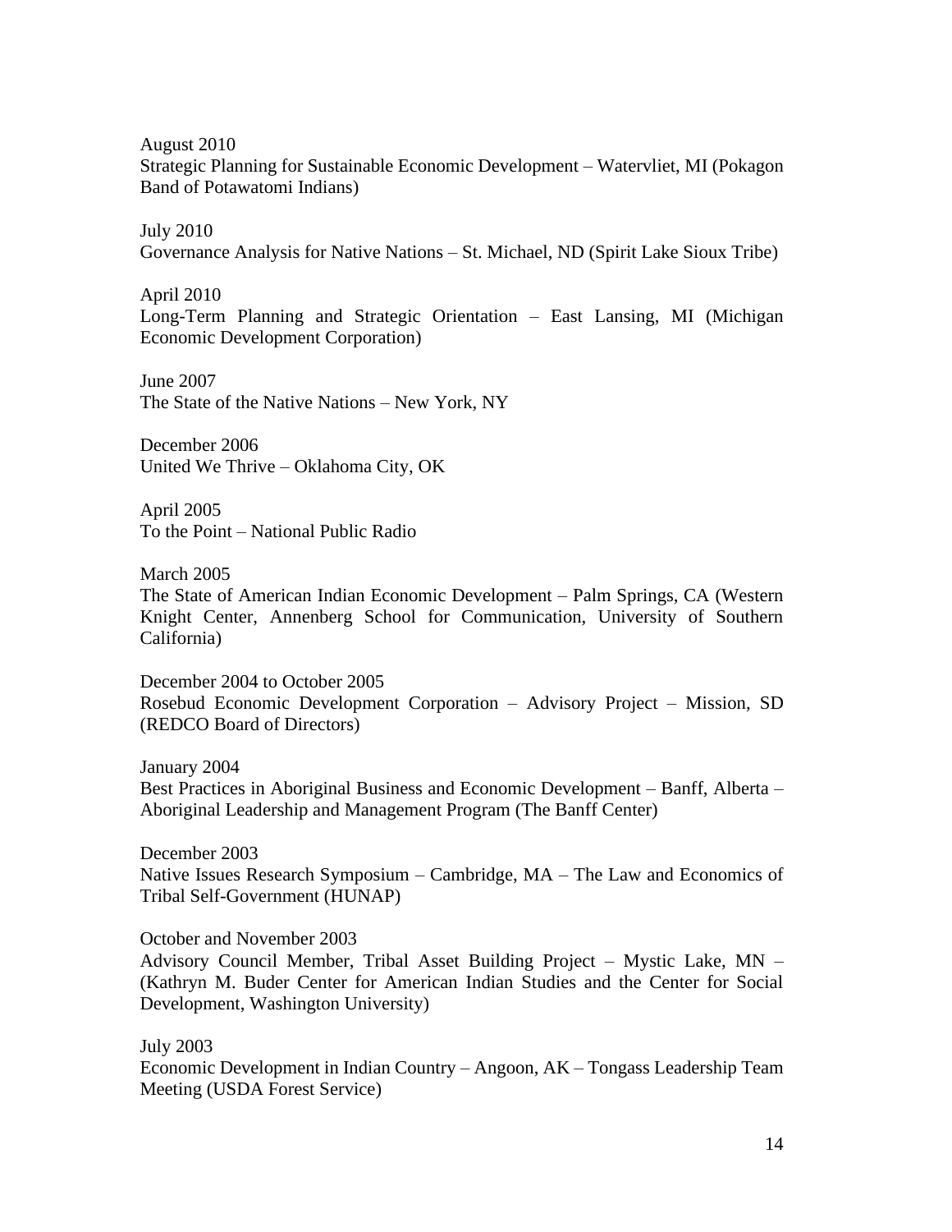August 2010
Strategic Planning for Sustainable Economic Development – Watervliet, MI (Pokagon Band of Potawatomi Indians)

July 2010
Governance Analysis for Native Nations – St. Michael, ND (Spirit Lake Sioux Tribe)

April 2010
Long-Term Planning and Strategic Orientation – East Lansing, MI (Michigan Economic Development Corporation)

June 2007
The State of the Native Nations – New York, NY

December 2006
United We Thrive – Oklahoma City, OK

April 2005
To the Point – National Public Radio

March 2005
The State of American Indian Economic Development – Palm Springs, CA (Western Knight Center, Annenberg School for Communication, University of Southern California)

December 2004 to October 2005
Rosebud Economic Development Corporation – Advisory Project – Mission, SD (REDCO Board of Directors)

January 2004
Best Practices in Aboriginal Business and Economic Development – Banff, Alberta – Aboriginal Leadership and Management Program (The Banff Center)

December 2003
Native Issues Research Symposium – Cambridge, MA – The Law and Economics of Tribal Self-Government (HUNAP)

October and November 2003
Advisory Council Member, Tribal Asset Building Project – Mystic Lake, MN – (Kathryn M. Buder Center for American Indian Studies and the Center for Social Development, Washington University)

July 2003
Economic Development in Indian Country – Angoon, AK – Tongass Leadership Team Meeting (USDA Forest Service)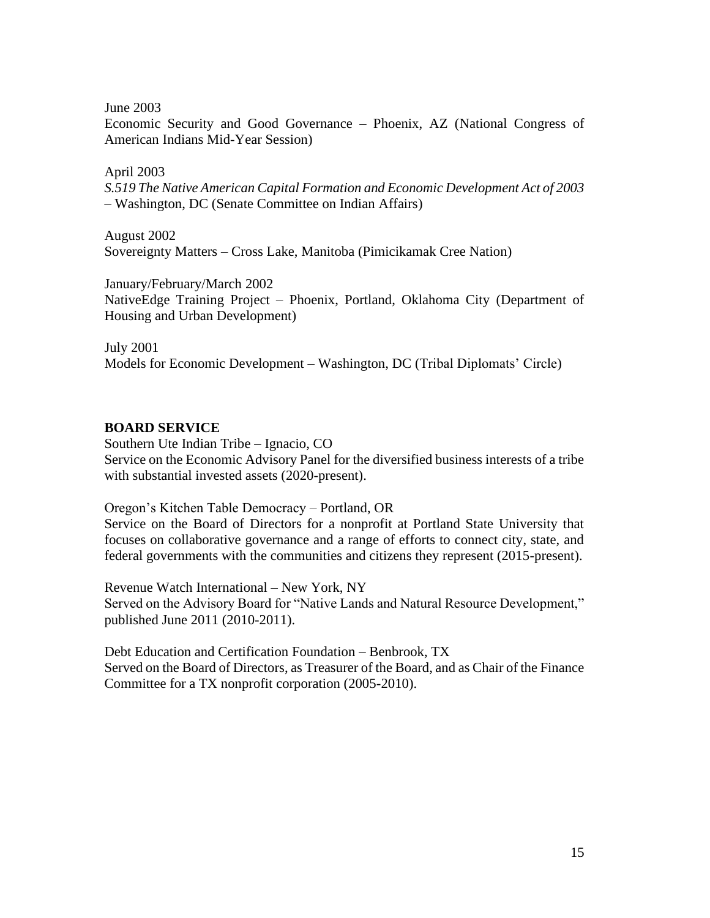June 2003
Economic Security and Good Governance – Phoenix, AZ (National Congress of American Indians Mid-Year Session)

April 2003
*S.519 The Native American Capital Formation and Economic Development Act of 2003* – Washington, DC (Senate Committee on Indian Affairs)

August 2002
Sovereignty Matters – Cross Lake, Manitoba (Pimicikamak Cree Nation)

January/February/March 2002
NativeEdge Training Project – Phoenix, Portland, Oklahoma City (Department of Housing and Urban Development)

July 2001
Models for Economic Development – Washington, DC (Tribal Diplomats' Circle)

**BOARD SERVICE**

Southern Ute Indian Tribe – Ignacio, CO
Service on the Economic Advisory Panel for the diversified business interests of a tribe with substantial invested assets (2020-present).

Oregon's Kitchen Table Democracy – Portland, OR
Service on the Board of Directors for a nonprofit at Portland State University that focuses on collaborative governance and a range of efforts to connect city, state, and federal governments with the communities and citizens they represent (2015-present).

Revenue Watch International – New York, NY
Served on the Advisory Board for "Native Lands and Natural Resource Development," published June 2011 (2010-2011).

Debt Education and Certification Foundation – Benbrook, TX
Served on the Board of Directors, as Treasurer of the Board, and as Chair of the Finance Committee for a TX nonprofit corporation (2005-2010).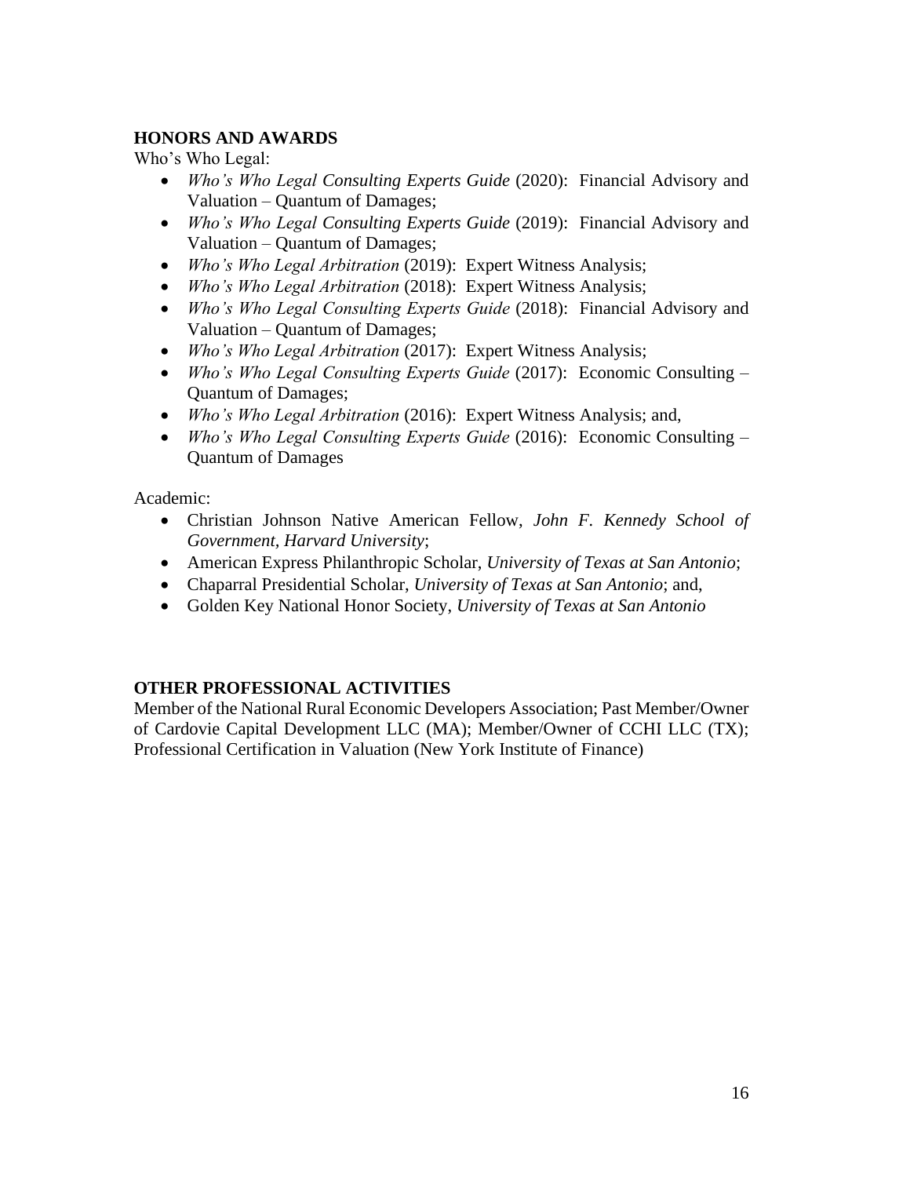## HONORS AND AWARDS

Who's Who Legal:

- *Who's Who Legal Consulting Experts Guide* (2020): Financial Advisory and Valuation – Quantum of Damages;
- *Who's Who Legal Consulting Experts Guide* (2019): Financial Advisory and Valuation – Quantum of Damages;
- *Who's Who Legal Arbitration* (2019): Expert Witness Analysis;
- *Who's Who Legal Arbitration* (2018): Expert Witness Analysis;
- *Who's Who Legal Consulting Experts Guide* (2018): Financial Advisory and Valuation – Quantum of Damages;
- *Who's Who Legal Arbitration* (2017): Expert Witness Analysis;
- *Who's Who Legal Consulting Experts Guide* (2017): Economic Consulting – Quantum of Damages;
- *Who's Who Legal Arbitration* (2016): Expert Witness Analysis; and,
- *Who's Who Legal Consulting Experts Guide* (2016): Economic Consulting – Quantum of Damages

Academic:

- Christian Johnson Native American Fellow, *John F. Kennedy School of Government, Harvard University*;
- American Express Philanthropic Scholar, *University of Texas at San Antonio*;
- Chaparral Presidential Scholar, *University of Texas at San Antonio*; and,
- Golden Key National Honor Society, *University of Texas at San Antonio*

## OTHER PROFESSIONAL ACTIVITIES

Member of the National Rural Economic Developers Association; Past Member/Owner of Cardovie Capital Development LLC (MA); Member/Owner of CCHI LLC (TX); Professional Certification in Valuation (New York Institute of Finance)